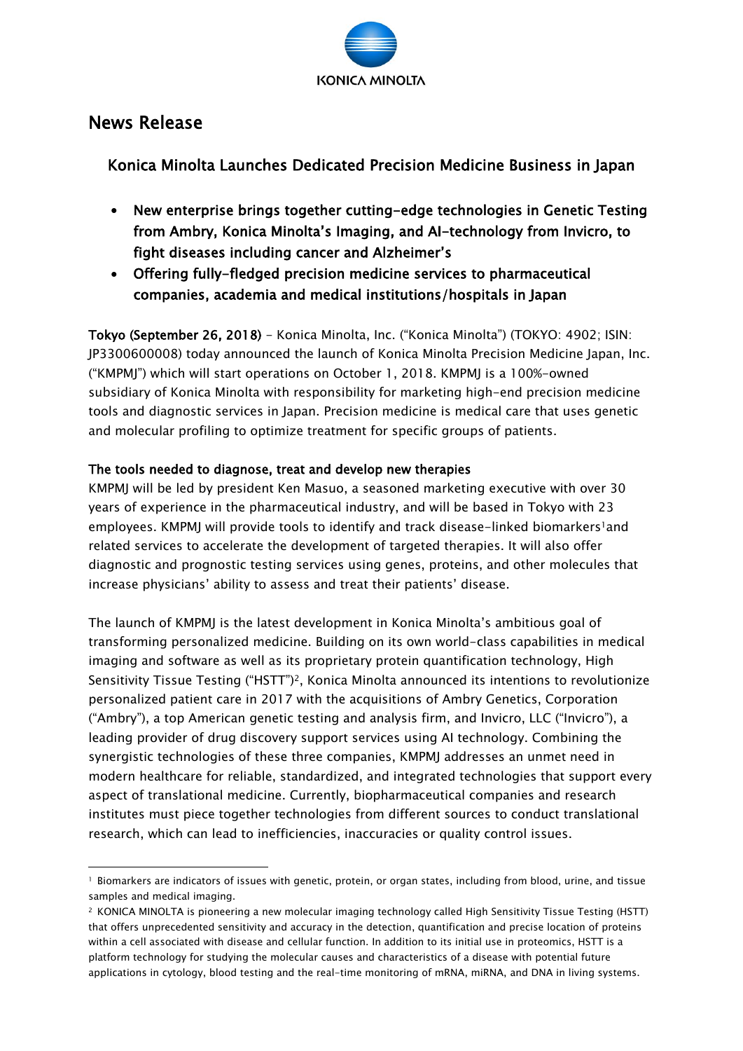KONICA MINOLTA

# News Release

## Konica Minolta Launches Dedicated Precision Medicine Business in Japan

- **New enterprise brings together cutting-edge technologies in Genetic Testing from Ambry, Konica Minolta's Imaging, and AI-technology from Invicro, to fight diseases including cancer and Alzheimer's**
- **Offering fully-fledged precision medicine services to pharmaceutical companies, academia and medical institutions/hospitals in Japan**

**Tokyo (September 26, 2018)** – Konica Minolta, Inc. ("Konica Minolta") (TOKYO: 4902; ISIN: JP3300600008) today announced the launch of Konica Minolta Precision Medicine Japan, Inc. ("KMPMJ") which will start operations on October 1, 2018. KMPMJ is a 100%-owned subsidiary of Konica Minolta with responsibility for marketing high-end precision medicine tools and diagnostic services in Japan. Precision medicine is medical care that uses genetic and molecular profiling to optimize treatment for specific groups of patients.

### The tools needed to diagnose, treat and develop new therapies

KMPMJ will be led by president Ken Masuo, a seasoned marketing executive with over 30 years of experience in the pharmaceutical industry, and will be based in Tokyo with 23 employees. KMPMJ will provide tools to identify and track disease-linked biomarkers[1] and related services to accelerate the development of targeted therapies. It will also offer diagnostic and prognostic testing services using genes, proteins, and other molecules that increase physicians' ability to assess and treat their patients' disease.

The launch of KMPMJ is the latest development in Konica Minolta's ambitious goal of transforming personalized medicine. Building on its own world-class capabilities in medical imaging and software as well as its proprietary protein quantification technology, High Sensitivity Tissue Testing ("HSTT")[2], Konica Minolta announced its intentions to revolutionize personalized patient care in 2017 with the acquisitions of Ambry Genetics, Corporation ("Ambry"), a top American genetic testing and analysis firm, and Invicro, LLC ("Invicro"), a leading provider of drug discovery support services using AI technology. Combining the synergistic technologies of these three companies, KMPMJ addresses an unmet need in modern healthcare for reliable, standardized, and integrated technologies that support every aspect of translational medicine. Currently, biopharmaceutical companies and research institutes must piece together technologies from different sources to conduct translational research, which can lead to inefficiencies, inaccuracies or quality control issues.

---

[1] Biomarkers are indicators of issues with genetic, protein, or organ states, including from blood, urine, and tissue samples and medical imaging.

[2] KONICA MINOLTA is pioneering a new molecular imaging technology called High Sensitivity Tissue Testing (HSTT) that offers unprecedented sensitivity and accuracy in the detection, quantification and precise location of proteins within a cell associated with disease and cellular function. In addition to its initial use in proteomics, HSTT is a platform technology for studying the molecular causes and characteristics of a disease with potential future applications in cytology, blood testing and the real-time monitoring of mRNA, miRNA, and DNA in living systems.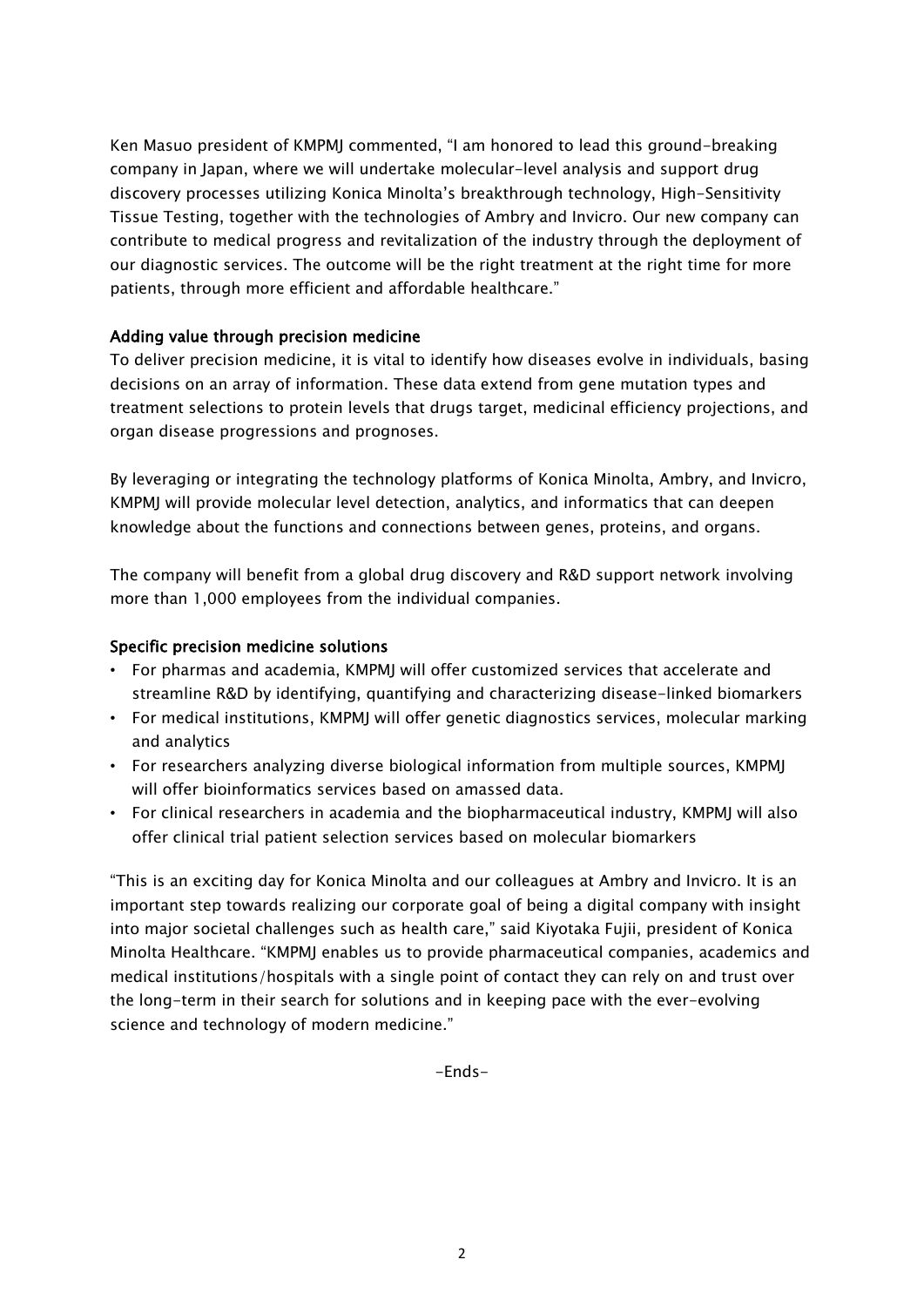Ken Masuo president of KMPMJ commented, "I am honored to lead this ground-breaking company in Japan, where we will undertake molecular-level analysis and support drug discovery processes utilizing Konica Minolta's breakthrough technology, High-Sensitivity Tissue Testing, together with the technologies of Ambry and Invicro. Our new company can contribute to medical progress and revitalization of the industry through the deployment of our diagnostic services. The outcome will be the right treatment at the right time for more patients, through more efficient and affordable healthcare."

## Adding value through precision medicine

To deliver precision medicine, it is vital to identify how diseases evolve in individuals, basing decisions on an array of information. These data extend from gene mutation types and treatment selections to protein levels that drugs target, medicinal efficiency projections, and organ disease progressions and prognoses.

By leveraging or integrating the technology platforms of Konica Minolta, Ambry, and Invicro, KMPMJ will provide molecular level detection, analytics, and informatics that can deepen knowledge about the functions and connections between genes, proteins, and organs.

The company will benefit from a global drug discovery and R&D support network involving more than 1,000 employees from the individual companies.

## Specific precision medicine solutions

- For pharmas and academia, KMPMJ will offer customized services that accelerate and streamline R&D by identifying, quantifying and characterizing disease-linked biomarkers
- For medical institutions, KMPMJ will offer genetic diagnostics services, molecular marking and analytics
- For researchers analyzing diverse biological information from multiple sources, KMPMJ will offer bioinformatics services based on amassed data.
- For clinical researchers in academia and the biopharmaceutical industry, KMPMJ will also offer clinical trial patient selection services based on molecular biomarkers

"This is an exciting day for Konica Minolta and our colleagues at Ambry and Invicro. It is an important step towards realizing our corporate goal of being a digital company with insight into major societal challenges such as health care," said Kiyotaka Fujii, president of Konica Minolta Healthcare. "KMPMJ enables us to provide pharmaceutical companies, academics and medical institutions/hospitals with a single point of contact they can rely on and trust over the long-term in their search for solutions and in keeping pace with the ever-evolving science and technology of modern medicine."

-Ends-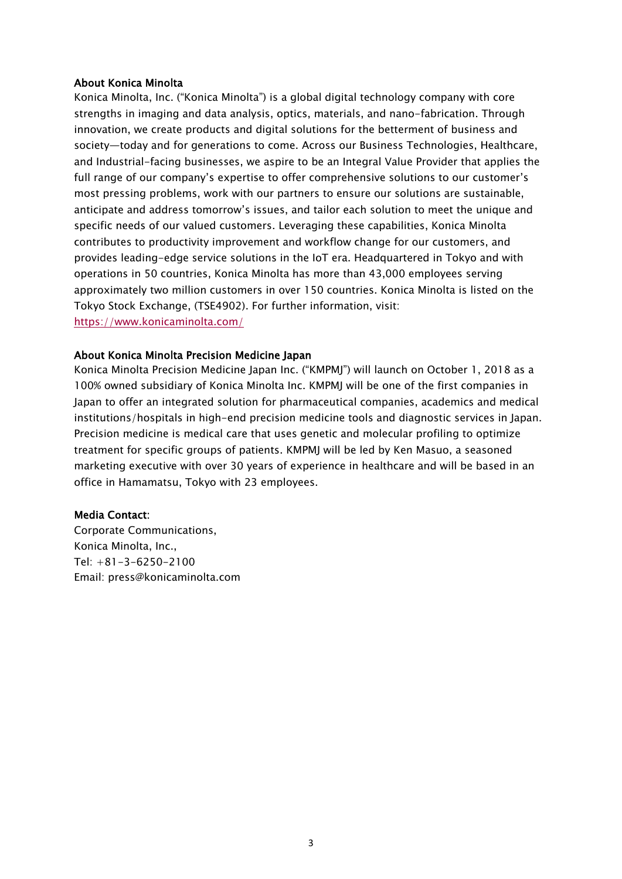## About Konica Minolta

Konica Minolta, Inc. ("Konica Minolta") is a global digital technology company with core strengths in imaging and data analysis, optics, materials, and nano-fabrication. Through innovation, we create products and digital solutions for the betterment of business and society—today and for generations to come. Across our Business Technologies, Healthcare, and Industrial-facing businesses, we aspire to be an Integral Value Provider that applies the full range of our company's expertise to offer comprehensive solutions to our customer's most pressing problems, work with our partners to ensure our solutions are sustainable, anticipate and address tomorrow's issues, and tailor each solution to meet the unique and specific needs of our valued customers. Leveraging these capabilities, Konica Minolta contributes to productivity improvement and workflow change for our customers, and provides leading-edge service solutions in the IoT era. Headquartered in Tokyo and with operations in 50 countries, Konica Minolta has more than 43,000 employees serving approximately two million customers in over 150 countries. Konica Minolta is listed on the Tokyo Stock Exchange, (TSE4902). For further information, visit: https://www.konicaminolta.com/

## About Konica Minolta Precision Medicine Japan

Konica Minolta Precision Medicine Japan Inc. ("KMPMJ") will launch on October 1, 2018 as a 100% owned subsidiary of Konica Minolta Inc. KMPMJ will be one of the first companies in Japan to offer an integrated solution for pharmaceutical companies, academics and medical institutions/hospitals in high-end precision medicine tools and diagnostic services in Japan. Precision medicine is medical care that uses genetic and molecular profiling to optimize treatment for specific groups of patients. KMPMJ will be led by Ken Masuo, a seasoned marketing executive with over 30 years of experience in healthcare and will be based in an office in Hamamatsu, Tokyo with 23 employees.

## Media Contact:

Corporate Communications,
Konica Minolta, Inc.,
Tel: +81-3-6250-2100
Email: press@konicaminolta.com